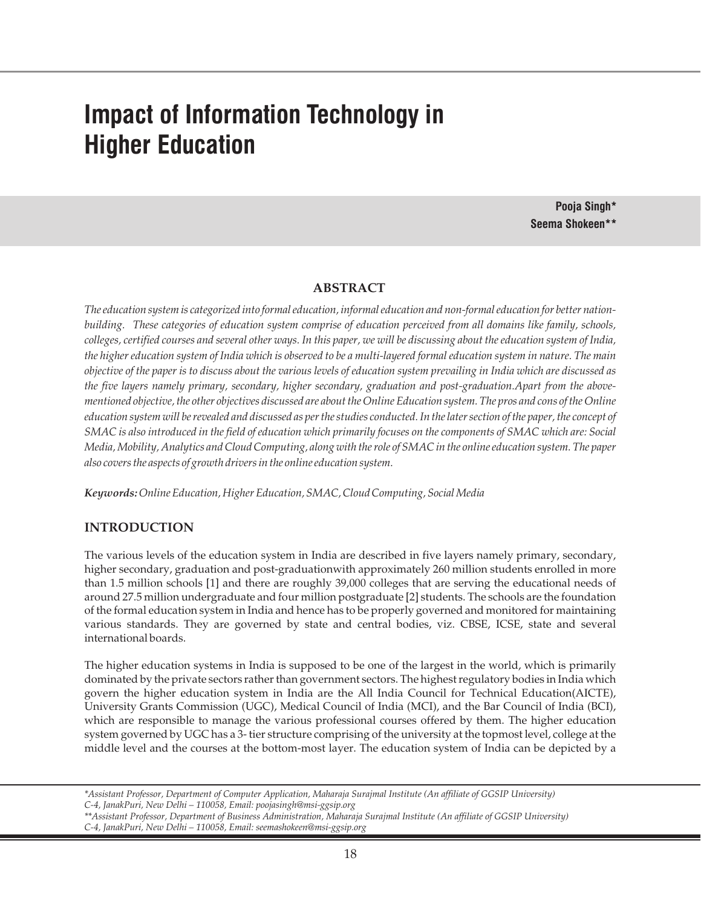# Impact of Information Technology in Higher Education

**Pooja Singh***
**Seema Shokeen****

## ABSTRACT

*The education system is categorized into formal education, informal education and non-formal education for better nation-building. These categories of education system comprise of education perceived from all domains like family, schools, colleges, certified courses and several other ways. In this paper, we will be discussing about the education system of India, the higher education system of India which is observed to be a multi-layered formal education system in nature. The main objective of the paper is to discuss about the various levels of education system prevailing in India which are discussed as the five layers namely primary, secondary, higher secondary, graduation and post-graduation.Apart from the above-mentioned objective, the other objectives discussed are about the Online Education system. The pros and cons of the Online education system will be revealed and discussed as per the studies conducted. In the later section of the paper, the concept of SMAC is also introduced in the field of education which primarily focuses on the components of SMAC which are: Social Media, Mobility, Analytics and Cloud Computing, along with the role of SMAC in the online education system. The paper also covers the aspects of growth drivers in the online education system.*

***Keywords:*** *Online Education, Higher Education, SMAC, Cloud Computing, Social Media*

## INTRODUCTION

The various levels of the education system in India are described in five layers namely primary, secondary, higher secondary, graduation and post-graduationwith approximately 260 million students enrolled in more than 1.5 million schools [1] and there are roughly 39,000 colleges that are serving the educational needs of around 27.5 million undergraduate and four million postgraduate [2] students. The schools are the foundation of the formal education system in India and hence has to be properly governed and monitored for maintaining various standards. They are governed by state and central bodies, viz. CBSE, ICSE, state and several international boards.

The higher education systems in India is supposed to be one of the largest in the world, which is primarily dominated by the private sectors rather than government sectors. The highest regulatory bodies in India which govern the higher education system in India are the All India Council for Technical Education(AICTE), University Grants Commission (UGC), Medical Council of India (MCI), and the Bar Council of India (BCI), which are responsible to manage the various professional courses offered by them. The higher education system governed by UGC has a 3- tier structure comprising of the university at the topmost level, college at the middle level and the courses at the bottom-most layer. The education system of India can be depicted by a

---

*\*Assistant Professor, Department of Computer Application, Maharaja Surajmal Institute (An affiliate of GGSIP University) C-4, JanakPuri, New Delhi – 110058, Email: poojasingh@msi-ggsip.org*

*\*\*Assistant Professor, Department of Business Administration, Maharaja Surajmal Institute (An affiliate of GGSIP University) C-4, JanakPuri, New Delhi – 110058, Email: seemashokeen@msi-ggsip.org*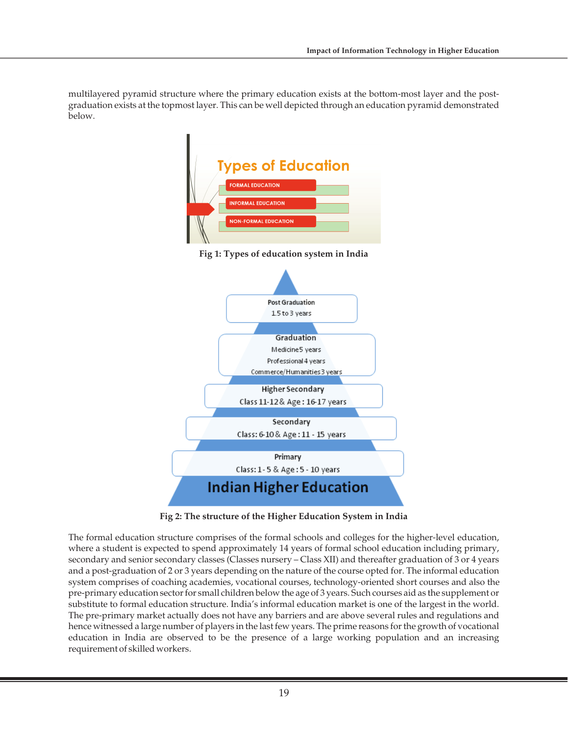multilayered pyramid structure where the primary education exists at the bottom-most layer and the post-graduation exists at the topmost layer. This can be well depicted through an education pyramid demonstrated below.

Types of Education

FORMAL EDUCATION

INFORMAL EDUCATION

NON-FORMAL EDUCATION

**Fig 1: Types of education system in India**

Post Graduation
1.5 to 3 years

Graduation
Medicine 5 years
Professional 4 years
Commerce/Humanities 3 years

Higher Secondary
Class 11-12 & Age : 16-17 years

Secondary
Class: 6-10 & Age : 11 - 15 years

Primary
Class: 1 - 5 & Age : 5 - 10 years

Indian Higher Education

**Fig 2: The structure of the Higher Education System in India**

The formal education structure comprises of the formal schools and colleges for the higher-level education, where a student is expected to spend approximately 14 years of formal school education including primary, secondary and senior secondary classes (Classes nursery – Class XII) and thereafter graduation of 3 or 4 years and a post-graduation of 2 or 3 years depending on the nature of the course opted for. The informal education system comprises of coaching academies, vocational courses, technology-oriented short courses and also the pre-primary education sector for small children below the age of 3 years. Such courses aid as the supplement or substitute to formal education structure. India's informal education market is one of the largest in the world. The pre-primary market actually does not have any barriers and are above several rules and regulations and hence witnessed a large number of players in the last few years. The prime reasons for the growth of vocational education in India are observed to be the presence of a large working population and an increasing requirement of skilled workers.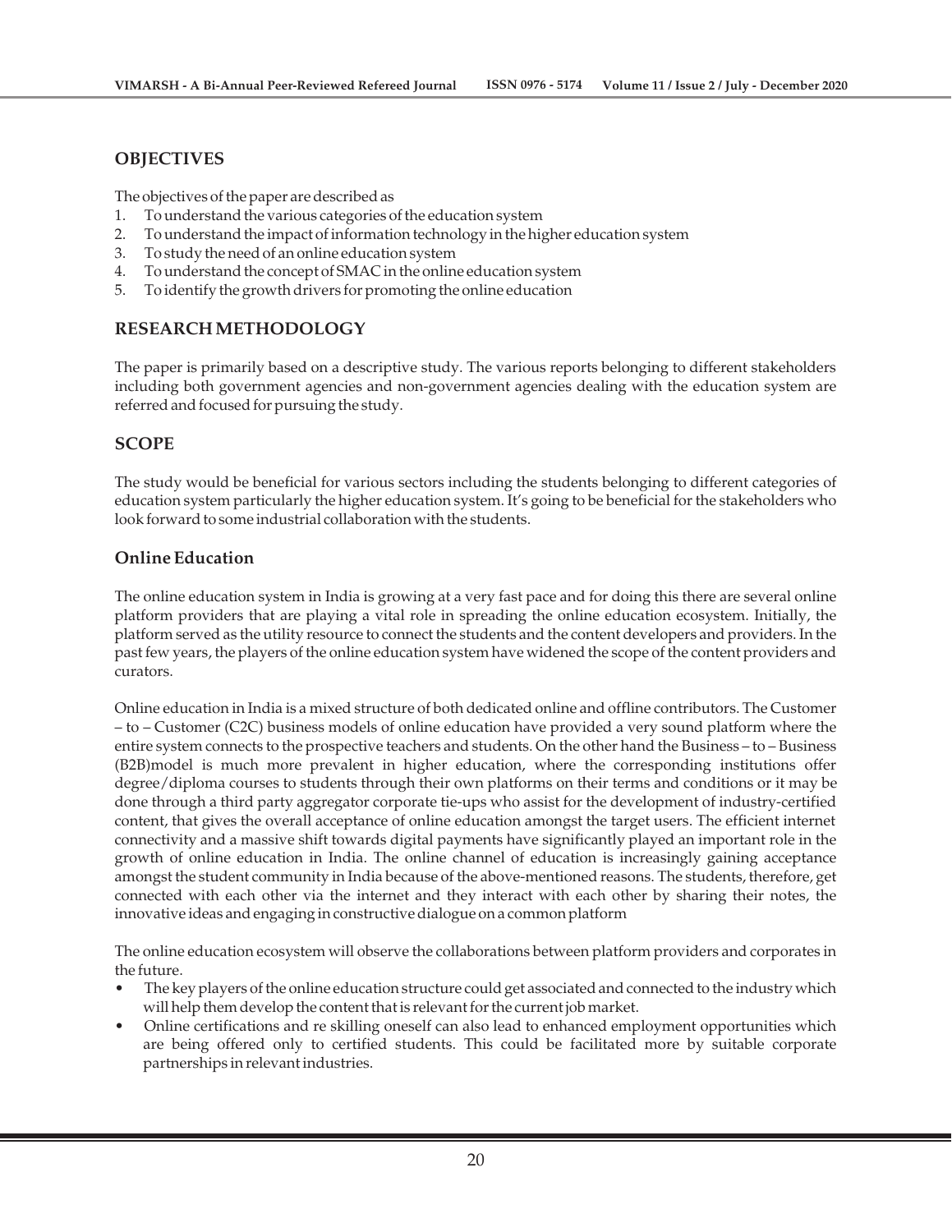## OBJECTIVES

The objectives of the paper are described as

1. To understand the various categories of the education system
2. To understand the impact of information technology in the higher education system
3. To study the need of an online education system
4. To understand the concept of SMAC in the online education system
5. To identify the growth drivers for promoting the online education

## RESEARCH METHODOLOGY

The paper is primarily based on a descriptive study. The various reports belonging to different stakeholders including both government agencies and non-government agencies dealing with the education system are referred and focused for pursuing the study.

## SCOPE

The study would be beneficial for various sectors including the students belonging to different categories of education system particularly the higher education system. It's going to be beneficial for the stakeholders who look forward to some industrial collaboration with the students.

### Online Education

The online education system in India is growing at a very fast pace and for doing this there are several online platform providers that are playing a vital role in spreading the online education ecosystem. Initially, the platform served as the utility resource to connect the students and the content developers and providers. In the past few years, the players of the online education system have widened the scope of the content providers and curators.

Online education in India is a mixed structure of both dedicated online and offline contributors. The Customer – to – Customer (C2C) business models of online education have provided a very sound platform where the entire system connects to the prospective teachers and students. On the other hand the Business – to – Business (B2B)model is much more prevalent in higher education, where the corresponding institutions offer degree/diploma courses to students through their own platforms on their terms and conditions or it may be done through a third party aggregator corporate tie-ups who assist for the development of industry-certified content, that gives the overall acceptance of online education amongst the target users. The efficient internet connectivity and a massive shift towards digital payments have significantly played an important role in the growth of online education in India. The online channel of education is increasingly gaining acceptance amongst the student community in India because of the above-mentioned reasons. The students, therefore, get connected with each other via the internet and they interact with each other by sharing their notes, the innovative ideas and engaging in constructive dialogue on a common platform

The online education ecosystem will observe the collaborations between platform providers and corporates in the future.

- The key players of the online education structure could get associated and connected to the industry which will help them develop the content that is relevant for the current job market.
- Online certifications and re skilling oneself can also lead to enhanced employment opportunities which are being offered only to certified students. This could be facilitated more by suitable corporate partnerships in relevant industries.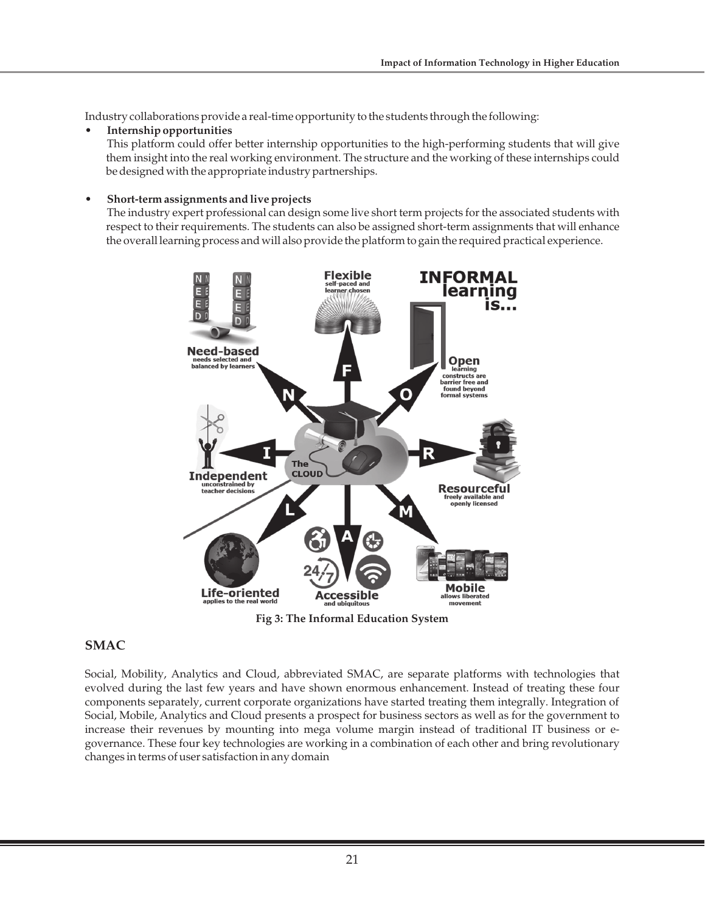Industry collaborations provide a real-time opportunity to the students through the following:

- **Internship opportunities**

  This platform could offer better internship opportunities to the high-performing students that will give them insight into the real working environment. The structure and the working of these internships could be designed with the appropriate industry partnerships.

- **Short-term assignments and live projects**

  The industry expert professional can design some live short term projects for the associated students with respect to their requirements. The students can also be assigned short-term assignments that will enhance the overall learning process and will also provide the platform to gain the required practical experience.

INFORMAL learning is...

Need-based
needs selected and balanced by learners

Flexible
self-paced and learner chosen

Open
learning constructs are barrier free and found beyond formal systems

Resourceful
freely available and openly licensed

Mobile
allows liberated movement

Accessible
and ubiquitous

Life-oriented
applies to the real world

Independent
unconstrained by teacher decisions

The CLOUD

**Fig 3: The Informal Education System**

## SMAC

Social, Mobility, Analytics and Cloud, abbreviated SMAC, are separate platforms with technologies that evolved during the last few years and have shown enormous enhancement. Instead of treating these four components separately, current corporate organizations have started treating them integrally. Integration of Social, Mobile, Analytics and Cloud presents a prospect for business sectors as well as for the government to increase their revenues by mounting into mega volume margin instead of traditional IT business or e-governance. These four key technologies are working in a combination of each other and bring revolutionary changes in terms of user satisfaction in any domain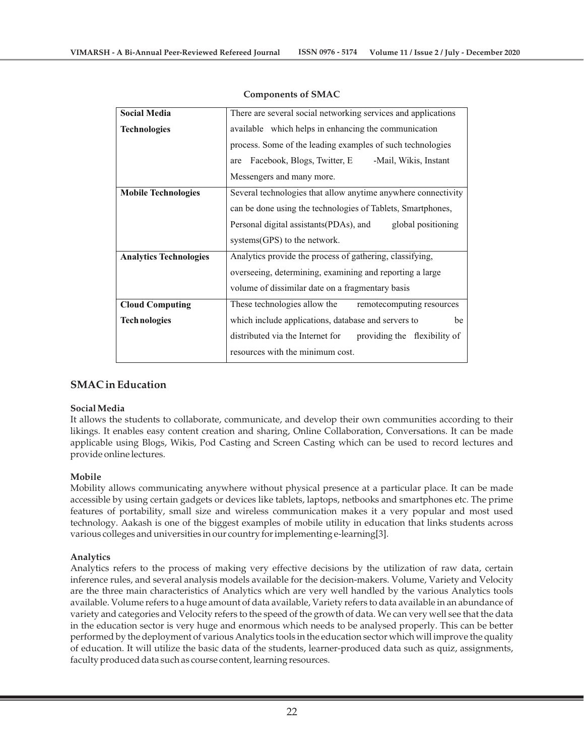**Components of SMAC**

| | |
|---|---|
| **Social Media Technologies** | There are several social networking services and applications available which helps in enhancing the communication process. Some of the leading examples of such technologies are Facebook, Blogs, Twitter, E-Mail, Wikis, Instant Messengers and many more. |
| **Mobile Technologies** | Several technologies that allow anytime anywhere connectivity can be done using the technologies of Tablets, Smartphones, Personal digital assistants(PDAs), and global positioning systems(GPS) to the network. |
| **Analytics Technologies** | Analytics provide the process of gathering, classifying, overseeing, determining, examining and reporting a large volume of dissimilar date on a fragmentary basis |
| **Cloud Computing Technologies** | These technologies allow the remotecomputing resources which include applications, database and servers to be distributed via the Internet for providing the flexibility of resources with the minimum cost. |

## SMAC in Education

### Social Media

It allows the students to collaborate, communicate, and develop their own communities according to their likings. It enables easy content creation and sharing, Online Collaboration, Conversations. It can be made applicable using Blogs, Wikis, Pod Casting and Screen Casting which can be used to record lectures and provide online lectures.

### Mobile

Mobility allows communicating anywhere without physical presence at a particular place. It can be made accessible by using certain gadgets or devices like tablets, laptops, netbooks and smartphones etc. The prime features of portability, small size and wireless communication makes it a very popular and most used technology. Aakash is one of the biggest examples of mobile utility in education that links students across various colleges and universities in our country for implementing e-learning[3].

### Analytics

Analytics refers to the process of making very effective decisions by the utilization of raw data, certain inference rules, and several analysis models available for the decision-makers. Volume, Variety and Velocity are the three main characteristics of Analytics which are very well handled by the various Analytics tools available. Volume refers to a huge amount of data available, Variety refers to data available in an abundance of variety and categories and Velocity refers to the speed of the growth of data. We can very well see that the data in the education sector is very huge and enormous which needs to be analysed properly. This can be better performed by the deployment of various Analytics tools in the education sector which will improve the quality of education. It will utilize the basic data of the students, learner-produced data such as quiz, assignments, faculty produced data such as course content, learning resources.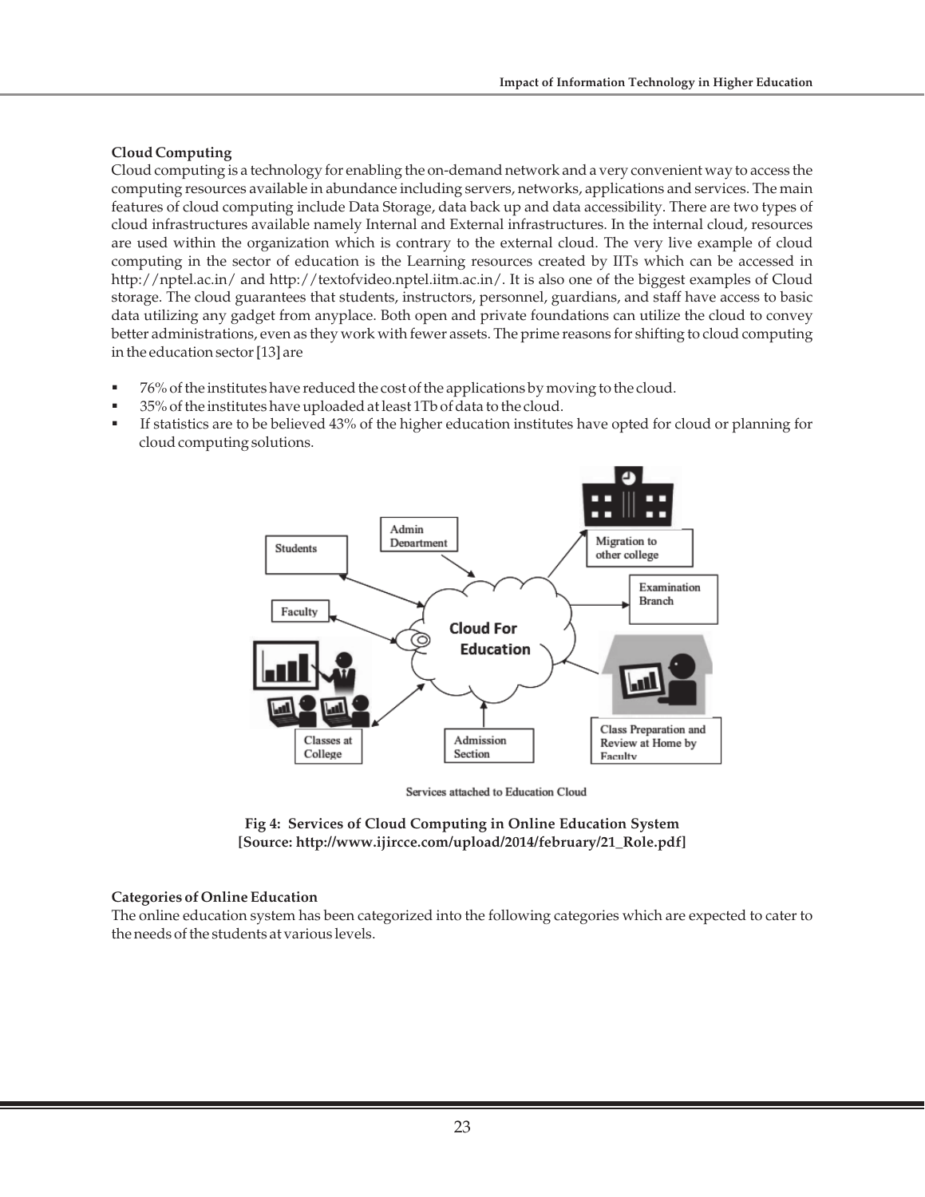### Cloud Computing

Cloud computing is a technology for enabling the on-demand network and a very convenient way to access the computing resources available in abundance including servers, networks, applications and services. The main features of cloud computing include Data Storage, data back up and data accessibility. There are two types of cloud infrastructures available namely Internal and External infrastructures. In the internal cloud, resources are used within the organization which is contrary to the external cloud. The very live example of cloud computing in the sector of education is the Learning resources created by IITs which can be accessed in http://nptel.ac.in/ and http://textofvideo.nptel.iitm.ac.in/. It is also one of the biggest examples of Cloud storage. The cloud guarantees that students, instructors, personnel, guardians, and staff have access to basic data utilizing any gadget from anyplace. Both open and private foundations can utilize the cloud to convey better administrations, even as they work with fewer assets. The prime reasons for shifting to cloud computing in the education sector [13] are

- 76% of the institutes have reduced the cost of the applications by moving to the cloud.
- 35% of the institutes have uploaded at least 1Tb of data to the cloud.
- If statistics are to be believed 43% of the higher education institutes have opted for cloud or planning for cloud computing solutions.

Students
Admin Department
Migration to other college
Examination Branch
Faculty
Cloud For Education
Classes at College
Admission Section
Class Preparation and Review at Home by Faculty

Services attached to Education Cloud

**Fig 4: Services of Cloud Computing in Online Education System [Source: http://www.ijircce.com/upload/2014/february/21_Role.pdf]**

### Categories of Online Education

The online education system has been categorized into the following categories which are expected to cater to the needs of the students at various levels.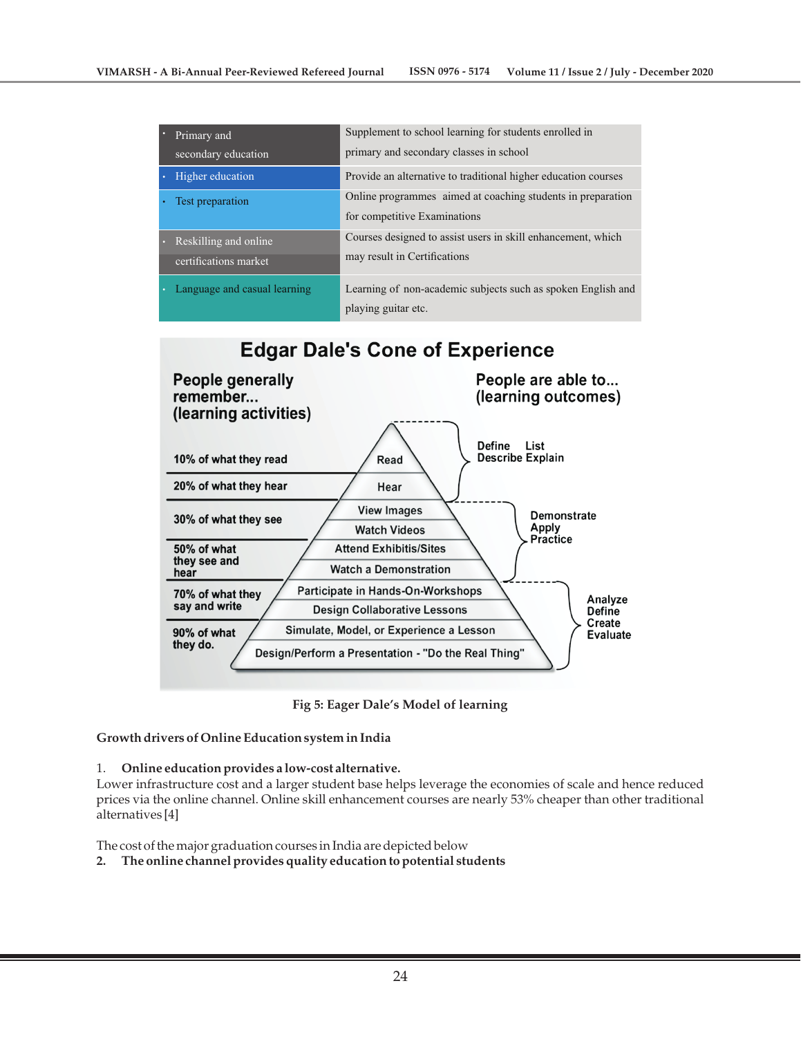| | |
|---|---|
| Primary and secondary education | Supplement to school learning for students enrolled in primary and secondary classes in school |
| Higher education | Provide an alternative to traditional higher education courses |
| Test preparation | Online programmes aimed at coaching students in preparation for competitive Examinations |
| Reskilling and online certifications market | Courses designed to assist users in skill enhancement, which may result in Certifications |
| Language and casual learning | Learning of non-academic subjects such as spoken English and playing guitar etc. |

Edgar Dale's Cone of Experience

People generally remember... (learning activities)

People are able to... (learning outcomes)

10% of what they read

20% of what they hear

30% of what they see

50% of what they see and hear

70% of what they say and write

90% of what they do.

Read

Hear

View Images

Watch Videos

Attend Exhibitis/Sites

Watch a Demonstration

Participate in Hands-On-Workshops

Design Collaborative Lessons

Simulate, Model, or Experience a Lesson

Design/Perform a Presentation - "Do the Real Thing"

Define List Describe Explain

Demonstrate Apply Practice

Analyze Define Create Evaluate

**Fig 5: Eager Dale's Model of learning**

**Growth drivers of Online Education system in India**

1. **Online education provides a low-cost alternative.**

Lower infrastructure cost and a larger student base helps leverage the economies of scale and hence reduced prices via the online channel. Online skill enhancement courses are nearly 53% cheaper than other traditional alternatives [4]

The cost of the major graduation courses in India are depicted below

2. **The online channel provides quality education to potential students**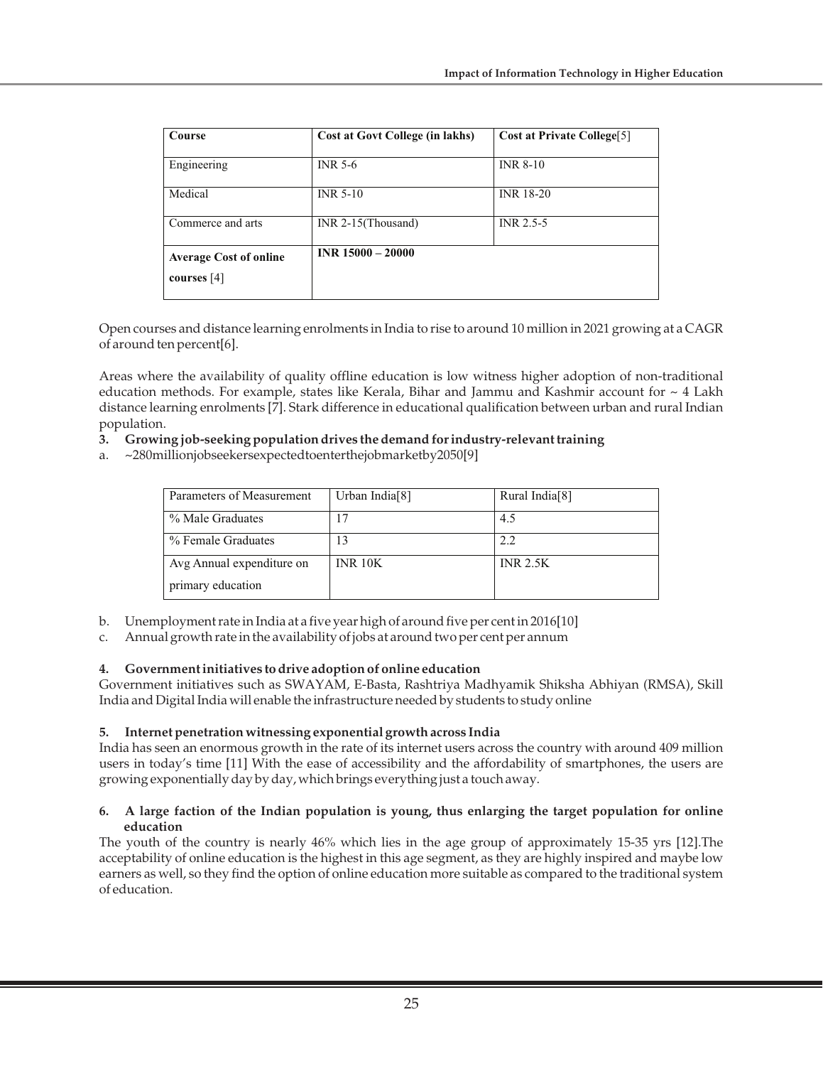| Course | Cost at Govt College (in lakhs) | Cost at Private College[5] |
|---|---|---|
| Engineering | INR 5-6 | INR 8-10 |
| Medical | INR 5-10 | INR 18-20 |
| Commerce and arts | INR 2-15(Thousand) | INR 2.5-5 |
| **Average Cost of online courses** [4] | **INR 15000 – 20000** | |

Open courses and distance learning enrolments in India to rise to around 10 million in 2021 growing at a CAGR of around ten percent[6].

Areas where the availability of quality offline education is low witness higher adoption of non-traditional education methods. For example, states like Kerala, Bihar and Jammu and Kashmir account for ~ 4 Lakh distance learning enrolments [7]. Stark difference in educational qualification between urban and rural Indian population.

**3. Growing job-seeking population drives the demand for industry-relevant training**

a. ~280millionjobseekersexpectedtoenterthejobmarketby2050[9]

| Parameters of Measurement | Urban India[8] | Rural India[8] |
|---|---|---|
| % Male Graduates | 17 | 4.5 |
| % Female Graduates | 13 | 2.2 |
| Avg Annual expenditure on primary education | INR 10K | INR 2.5K |

b. Unemployment rate in India at a five year high of around five per cent in 2016[10]

c. Annual growth rate in the availability of jobs at around two per cent per annum

**4. Government initiatives to drive adoption of online education**

Government initiatives such as SWAYAM, E-Basta, Rashtriya Madhyamik Shiksha Abhiyan (RMSA), Skill India and Digital India will enable the infrastructure needed by students to study online

**5. Internet penetration witnessing exponential growth across India**

India has seen an enormous growth in the rate of its internet users across the country with around 409 million users in today's time [11] With the ease of accessibility and the affordability of smartphones, the users are growing exponentially day by day, which brings everything just a touch away.

**6. A large faction of the Indian population is young, thus enlarging the target population for online education**

The youth of the country is nearly 46% which lies in the age group of approximately 15-35 yrs [12].The acceptability of online education is the highest in this age segment, as they are highly inspired and maybe low earners as well, so they find the option of online education more suitable as compared to the traditional system of education.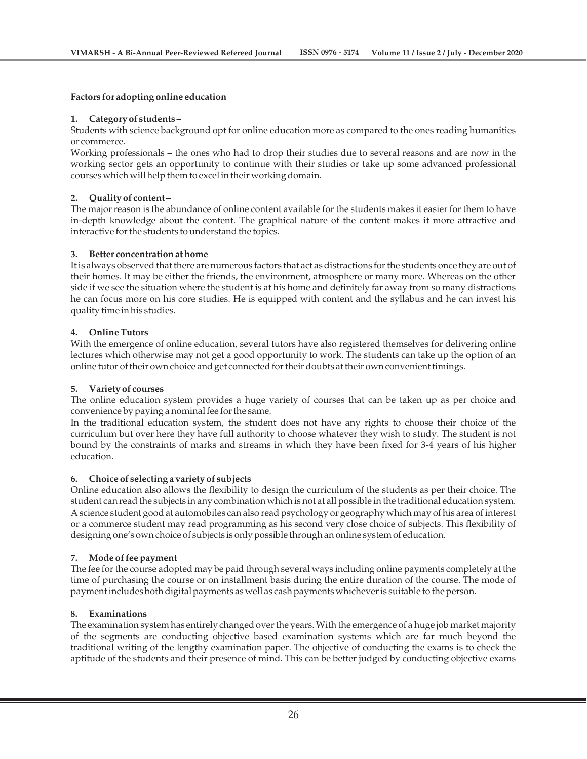**Factors for adopting online education**

**1. Category of students –**

Students with science background opt for online education more as compared to the ones reading humanities or commerce.

Working professionals – the ones who had to drop their studies due to several reasons and are now in the working sector gets an opportunity to continue with their studies or take up some advanced professional courses which will help them to excel in their working domain.

**2. Quality of content –**

The major reason is the abundance of online content available for the students makes it easier for them to have in-depth knowledge about the content. The graphical nature of the content makes it more attractive and interactive for the students to understand the topics.

**3. Better concentration at home**

It is always observed that there are numerous factors that act as distractions for the students once they are out of their homes. It may be either the friends, the environment, atmosphere or many more. Whereas on the other side if we see the situation where the student is at his home and definitely far away from so many distractions he can focus more on his core studies. He is equipped with content and the syllabus and he can invest his quality time in his studies.

**4. Online Tutors**

With the emergence of online education, several tutors have also registered themselves for delivering online lectures which otherwise may not get a good opportunity to work. The students can take up the option of an online tutor of their own choice and get connected for their doubts at their own convenient timings.

**5. Variety of courses**

The online education system provides a huge variety of courses that can be taken up as per choice and convenience by paying a nominal fee for the same.

In the traditional education system, the student does not have any rights to choose their choice of the curriculum but over here they have full authority to choose whatever they wish to study. The student is not bound by the constraints of marks and streams in which they have been fixed for 3-4 years of his higher education.

**6. Choice of selecting a variety of subjects**

Online education also allows the flexibility to design the curriculum of the students as per their choice. The student can read the subjects in any combination which is not at all possible in the traditional education system. A science student good at automobiles can also read psychology or geography which may of his area of interest or a commerce student may read programming as his second very close choice of subjects. This flexibility of designing one's own choice of subjects is only possible through an online system of education.

**7. Mode of fee payment**

The fee for the course adopted may be paid through several ways including online payments completely at the time of purchasing the course or on installment basis during the entire duration of the course. The mode of payment includes both digital payments as well as cash payments whichever is suitable to the person.

**8. Examinations**

The examination system has entirely changed over the years. With the emergence of a huge job market majority of the segments are conducting objective based examination systems which are far much beyond the traditional writing of the lengthy examination paper. The objective of conducting the exams is to check the aptitude of the students and their presence of mind. This can be better judged by conducting objective exams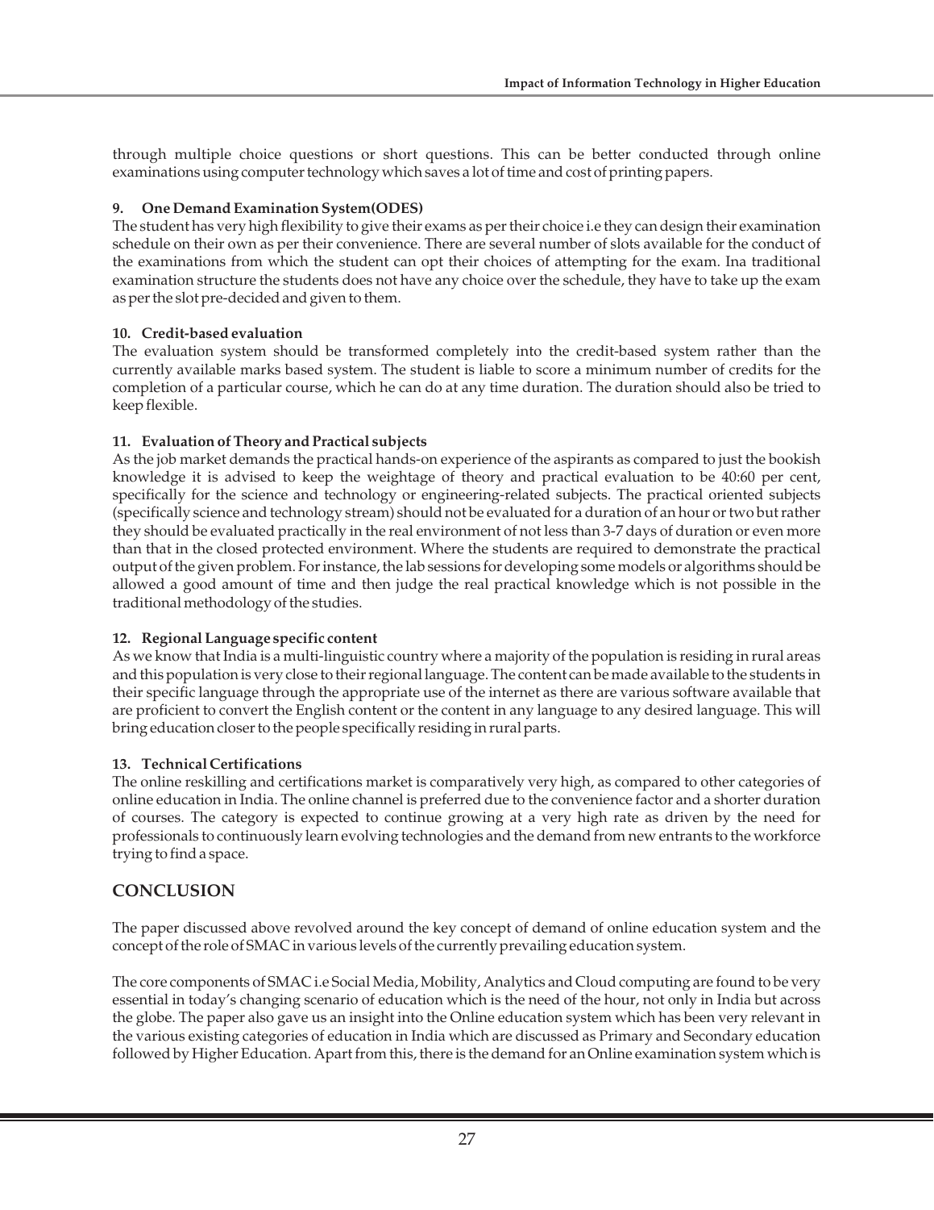through multiple choice questions or short questions. This can be better conducted through online examinations using computer technology which saves a lot of time and cost of printing papers.

**9. One Demand Examination System(ODES)**

The student has very high flexibility to give their exams as per their choice i.e they can design their examination schedule on their own as per their convenience. There are several number of slots available for the conduct of the examinations from which the student can opt their choices of attempting for the exam. Ina traditional examination structure the students does not have any choice over the schedule, they have to take up the exam as per the slot pre-decided and given to them.

**10. Credit-based evaluation**

The evaluation system should be transformed completely into the credit-based system rather than the currently available marks based system. The student is liable to score a minimum number of credits for the completion of a particular course, which he can do at any time duration. The duration should also be tried to keep flexible.

**11. Evaluation of Theory and Practical subjects**

As the job market demands the practical hands-on experience of the aspirants as compared to just the bookish knowledge it is advised to keep the weightage of theory and practical evaluation to be 40:60 per cent, specifically for the science and technology or engineering-related subjects. The practical oriented subjects (specifically science and technology stream) should not be evaluated for a duration of an hour or two but rather they should be evaluated practically in the real environment of not less than 3-7 days of duration or even more than that in the closed protected environment. Where the students are required to demonstrate the practical output of the given problem. For instance, the lab sessions for developing some models or algorithms should be allowed a good amount of time and then judge the real practical knowledge which is not possible in the traditional methodology of the studies.

**12. Regional Language specific content**

As we know that India is a multi-linguistic country where a majority of the population is residing in rural areas and this population is very close to their regional language. The content can be made available to the students in their specific language through the appropriate use of the internet as there are various software available that are proficient to convert the English content or the content in any language to any desired language. This will bring education closer to the people specifically residing in rural parts.

**13. Technical Certifications**

The online reskilling and certifications market is comparatively very high, as compared to other categories of online education in India. The online channel is preferred due to the convenience factor and a shorter duration of courses. The category is expected to continue growing at a very high rate as driven by the need for professionals to continuously learn evolving technologies and the demand from new entrants to the workforce trying to find a space.

## CONCLUSION

The paper discussed above revolved around the key concept of demand of online education system and the concept of the role of SMAC in various levels of the currently prevailing education system.

The core components of SMAC i.e Social Media, Mobility, Analytics and Cloud computing are found to be very essential in today's changing scenario of education which is the need of the hour, not only in India but across the globe. The paper also gave us an insight into the Online education system which has been very relevant in the various existing categories of education in India which are discussed as Primary and Secondary education followed by Higher Education. Apart from this, there is the demand for an Online examination system which is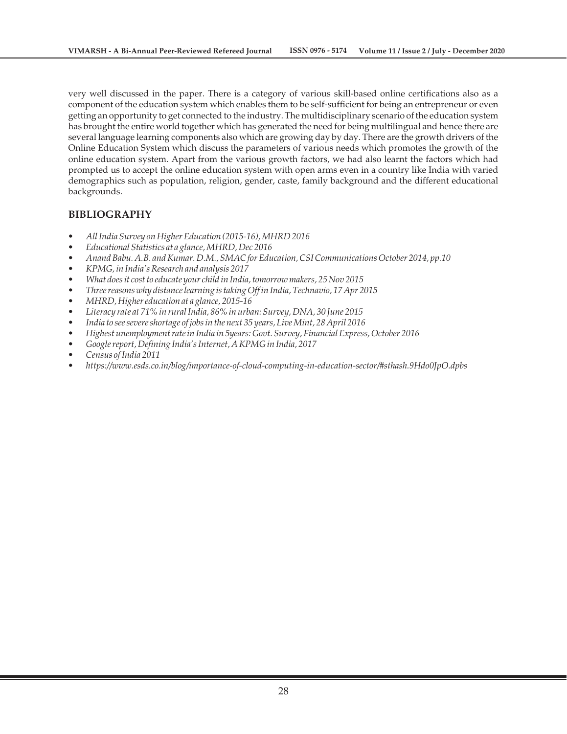very well discussed in the paper. There is a category of various skill-based online certifications also as a component of the education system which enables them to be self-sufficient for being an entrepreneur or even getting an opportunity to get connected to the industry. The multidisciplinary scenario of the education system has brought the entire world together which has generated the need for being multilingual and hence there are several language learning components also which are growing day by day. There are the growth drivers of the Online Education System which discuss the parameters of various needs which promotes the growth of the online education system. Apart from the various growth factors, we had also learnt the factors which had prompted us to accept the online education system with open arms even in a country like India with varied demographics such as population, religion, gender, caste, family background and the different educational backgrounds.

## BIBLIOGRAPHY

- *All India Survey on Higher Education (2015-16), MHRD 2016*
- *Educational Statistics at a glance, MHRD, Dec 2016*
- *Anand Babu. A.B. and Kumar. D.M., SMAC for Education, CSI Communications October 2014, pp.10*
- *KPMG, in India's Research and analysis 2017*
- *What does it cost to educate your child in India, tomorrow makers, 25 Nov 2015*
- *Three reasons why distance learning is taking Off in India, Technavio, 17 Apr 2015*
- *MHRD, Higher education at a glance, 2015-16*
- *Literacy rate at 71% in rural India, 86% in urban: Survey, DNA, 30 June 2015*
- *India to see severe shortage of jobs in the next 35 years, Live Mint, 28 April 2016*
- *Highest unemployment rate in India in 5years: Govt. Survey, Financial Express, October 2016*
- *Google report, Defining India's Internet, A KPMG in India, 2017*
- *Census of India 2011*
- *https://www.esds.co.in/blog/importance-of-cloud-computing-in-education-sector/#sthash.9Hdo0JpO.dpbs*